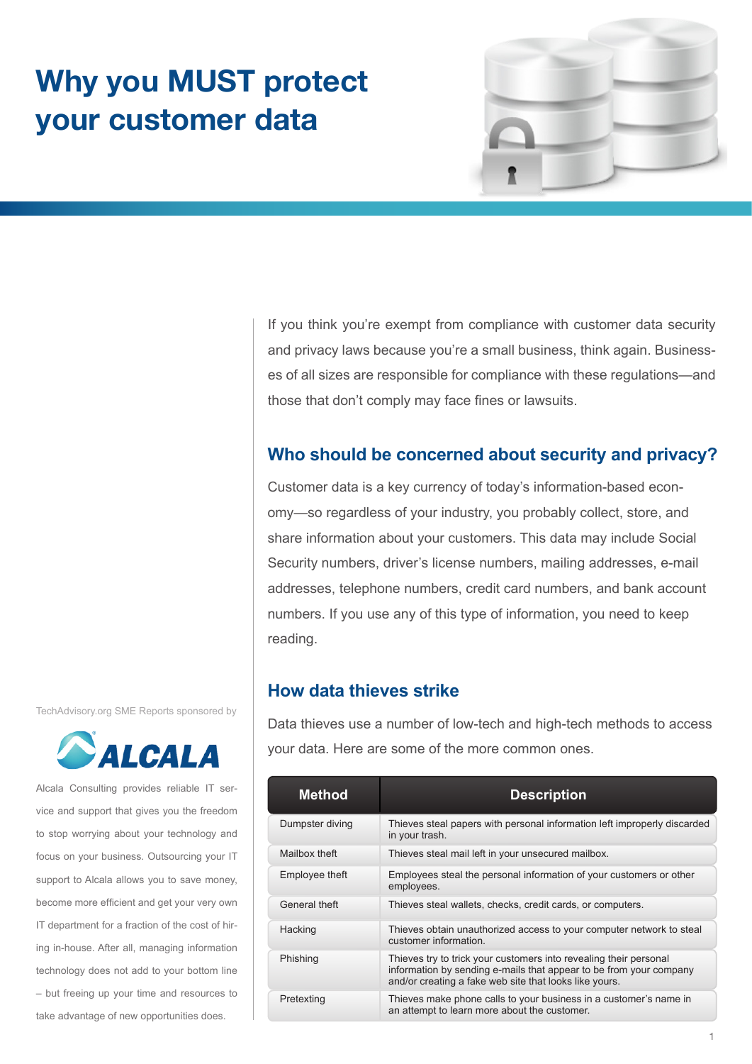# Why you MUST protect your customer data

If you think you're exempt from compliance with customer data security and privacy laws because you're a small business, think again. Businesses of all sizes are responsible for compliance with these regulations—and those that don't comply may face fines or lawsuits.

## Who should be concerned about security and privacy?

Customer data is a key currency of today's information-based economy—so regardless of your industry, you probably collect, store, and share information about your customers. This data may include Social Security numbers, driver's license numbers, mailing addresses, e-mail addresses, telephone numbers, credit card numbers, and bank account numbers. If you use any of this type of information, you need to keep reading.

## How data thieves strike

Data thieves use a number of low-tech and high-tech methods to access your data. Here are some of the more common ones.

| Method | Description |
|---|---|
| Dumpster diving | Thieves steal papers with personal information left improperly discarded in your trash. |
| Mailbox theft | Thieves steal mail left in your unsecured mailbox. |
| Employee theft | Employees steal the personal information of your customers or other employees. |
| General theft | Thieves steal wallets, checks, credit cards, or computers. |
| Hacking | Thieves obtain unauthorized access to your computer network to steal customer information. |
| Phishing | Thieves try to trick your customers into revealing their personal information by sending e-mails that appear to be from your company and/or creating a fake web site that looks like yours. |
| Pretexting | Thieves make phone calls to your business in a customer's name in an attempt to learn more about the customer. |

TechAdvisory.org SME Reports sponsored by

ALCALA

Alcala Consulting provides reliable IT service and support that gives you the freedom to stop worrying about your technology and focus on your business. Outsourcing your IT support to Alcala allows you to save money, become more efficient and get your very own IT department for a fraction of the cost of hiring in-house. After all, managing information technology does not add to your bottom line – but freeing up your time and resources to take advantage of new opportunities does.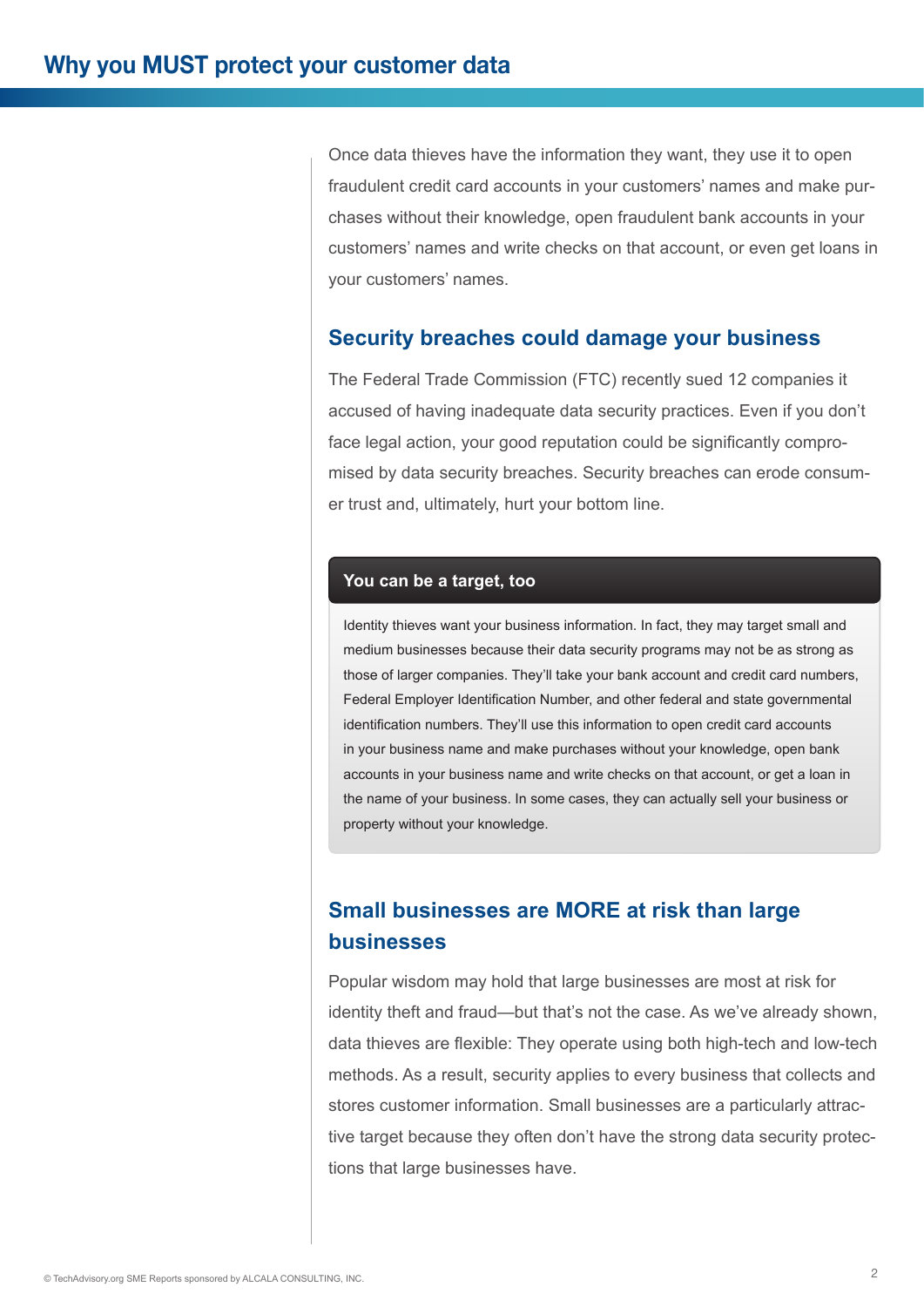# Why you MUST protect your customer data

Once data thieves have the information they want, they use it to open fraudulent credit card accounts in your customers' names and make purchases without their knowledge, open fraudulent bank accounts in your customers' names and write checks on that account, or even get loans in your customers' names.

## Security breaches could damage your business

The Federal Trade Commission (FTC) recently sued 12 companies it accused of having inadequate data security practices. Even if you don't face legal action, your good reputation could be significantly compromised by data security breaches. Security breaches can erode consumer trust and, ultimately, hurt your bottom line.

### You can be a target, too

Identity thieves want your business information. In fact, they may target small and medium businesses because their data security programs may not be as strong as those of larger companies. They'll take your bank account and credit card numbers, Federal Employer Identification Number, and other federal and state governmental identification numbers. They'll use this information to open credit card accounts in your business name and make purchases without your knowledge, open bank accounts in your business name and write checks on that account, or get a loan in the name of your business. In some cases, they can actually sell your business or property without your knowledge.

## Small businesses are MORE at risk than large businesses

Popular wisdom may hold that large businesses are most at risk for identity theft and fraud—but that's not the case. As we've already shown, data thieves are flexible: They operate using both high-tech and low-tech methods. As a result, security applies to every business that collects and stores customer information. Small businesses are a particularly attractive target because they often don't have the strong data security protections that large businesses have.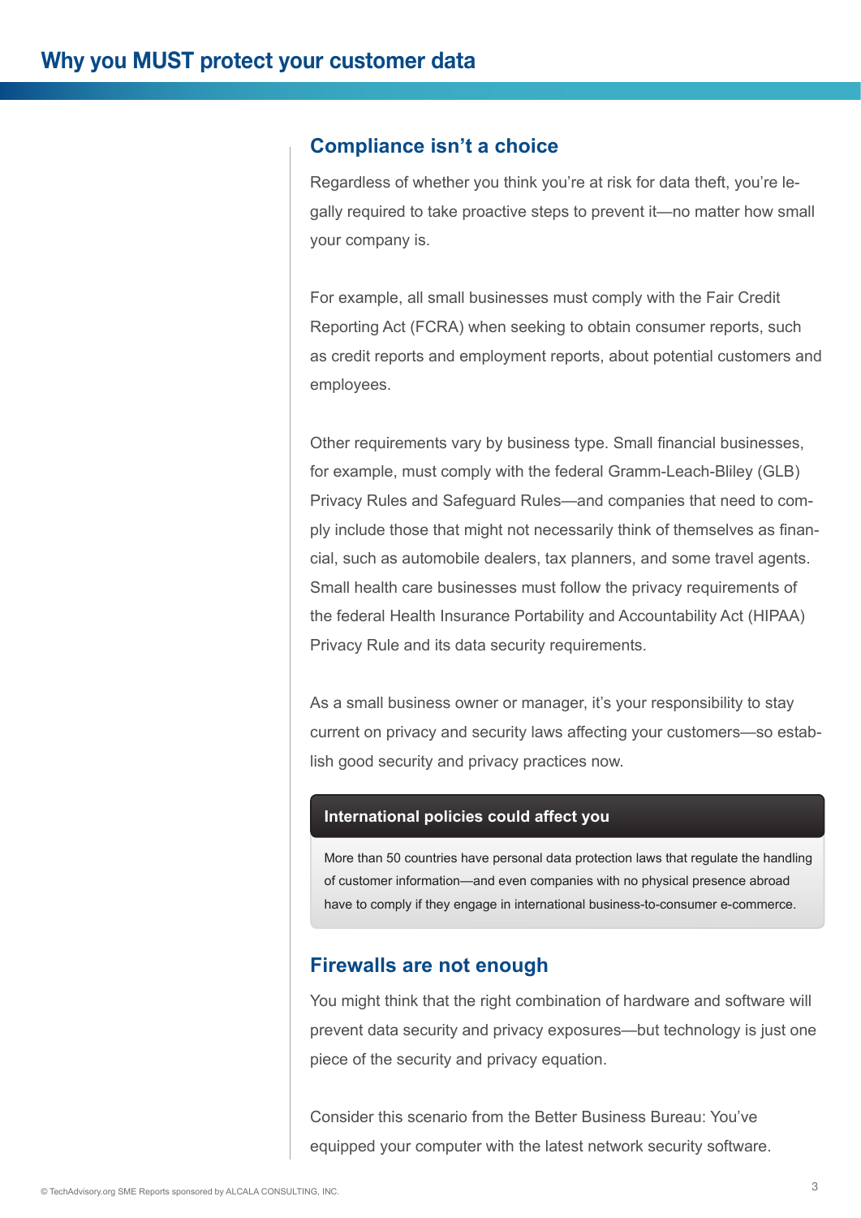## Why you MUST protect your customer data

### Compliance isn't a choice

Regardless of whether you think you're at risk for data theft, you're legally required to take proactive steps to prevent it—no matter how small your company is.

For example, all small businesses must comply with the Fair Credit Reporting Act (FCRA) when seeking to obtain consumer reports, such as credit reports and employment reports, about potential customers and employees.

Other requirements vary by business type. Small financial businesses, for example, must comply with the federal Gramm-Leach-Bliley (GLB) Privacy Rules and Safeguard Rules—and companies that need to comply include those that might not necessarily think of themselves as financial, such as automobile dealers, tax planners, and some travel agents. Small health care businesses must follow the privacy requirements of the federal Health Insurance Portability and Accountability Act (HIPAA) Privacy Rule and its data security requirements.

As a small business owner or manager, it's your responsibility to stay current on privacy and security laws affecting your customers—so establish good security and privacy practices now.

**International policies could affect you**

More than 50 countries have personal data protection laws that regulate the handling of customer information—and even companies with no physical presence abroad have to comply if they engage in international business-to-consumer e-commerce.

### Firewalls are not enough

You might think that the right combination of hardware and software will prevent data security and privacy exposures—but technology is just one piece of the security and privacy equation.

Consider this scenario from the Better Business Bureau: You've equipped your computer with the latest network security software.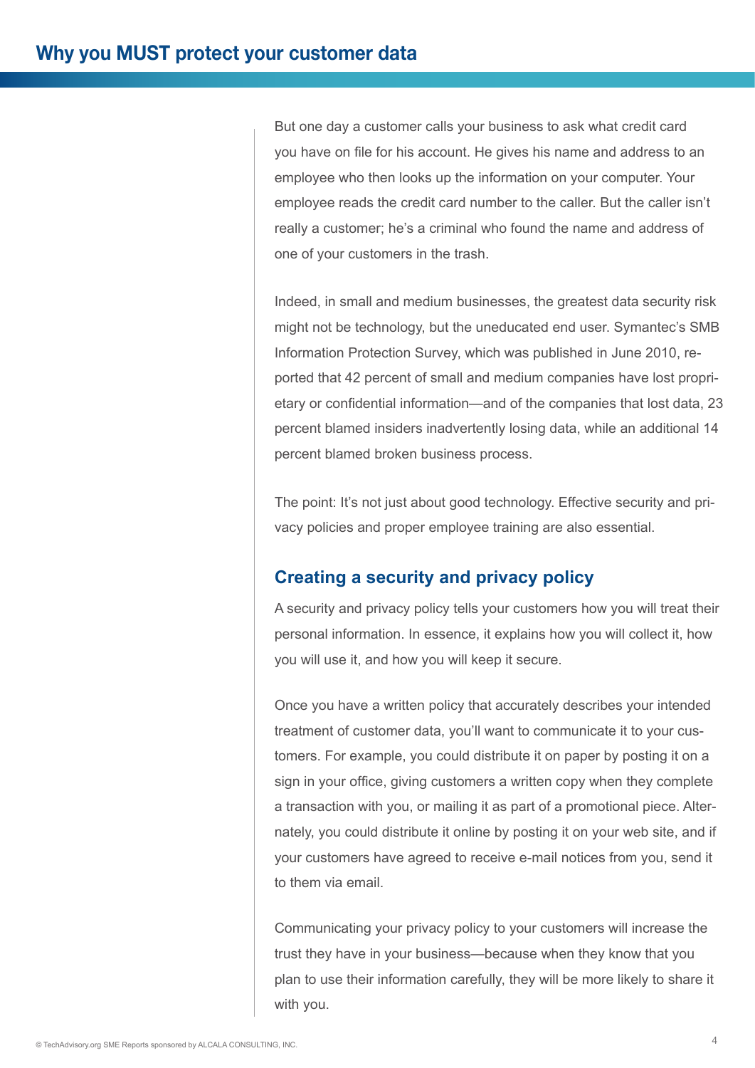## Why you MUST protect your customer data

But one day a customer calls your business to ask what credit card you have on file for his account. He gives his name and address to an employee who then looks up the information on your computer. Your employee reads the credit card number to the caller. But the caller isn't really a customer; he's a criminal who found the name and address of one of your customers in the trash.

Indeed, in small and medium businesses, the greatest data security risk might not be technology, but the uneducated end user. Symantec's SMB Information Protection Survey, which was published in June 2010, reported that 42 percent of small and medium companies have lost proprietary or confidential information—and of the companies that lost data, 23 percent blamed insiders inadvertently losing data, while an additional 14 percent blamed broken business process.

The point: It's not just about good technology. Effective security and privacy policies and proper employee training are also essential.

### Creating a security and privacy policy

A security and privacy policy tells your customers how you will treat their personal information. In essence, it explains how you will collect it, how you will use it, and how you will keep it secure.

Once you have a written policy that accurately describes your intended treatment of customer data, you'll want to communicate it to your customers. For example, you could distribute it on paper by posting it on a sign in your office, giving customers a written copy when they complete a transaction with you, or mailing it as part of a promotional piece. Alternately, you could distribute it online by posting it on your web site, and if your customers have agreed to receive e-mail notices from you, send it to them via email.

Communicating your privacy policy to your customers will increase the trust they have in your business—because when they know that you plan to use their information carefully, they will be more likely to share it with you.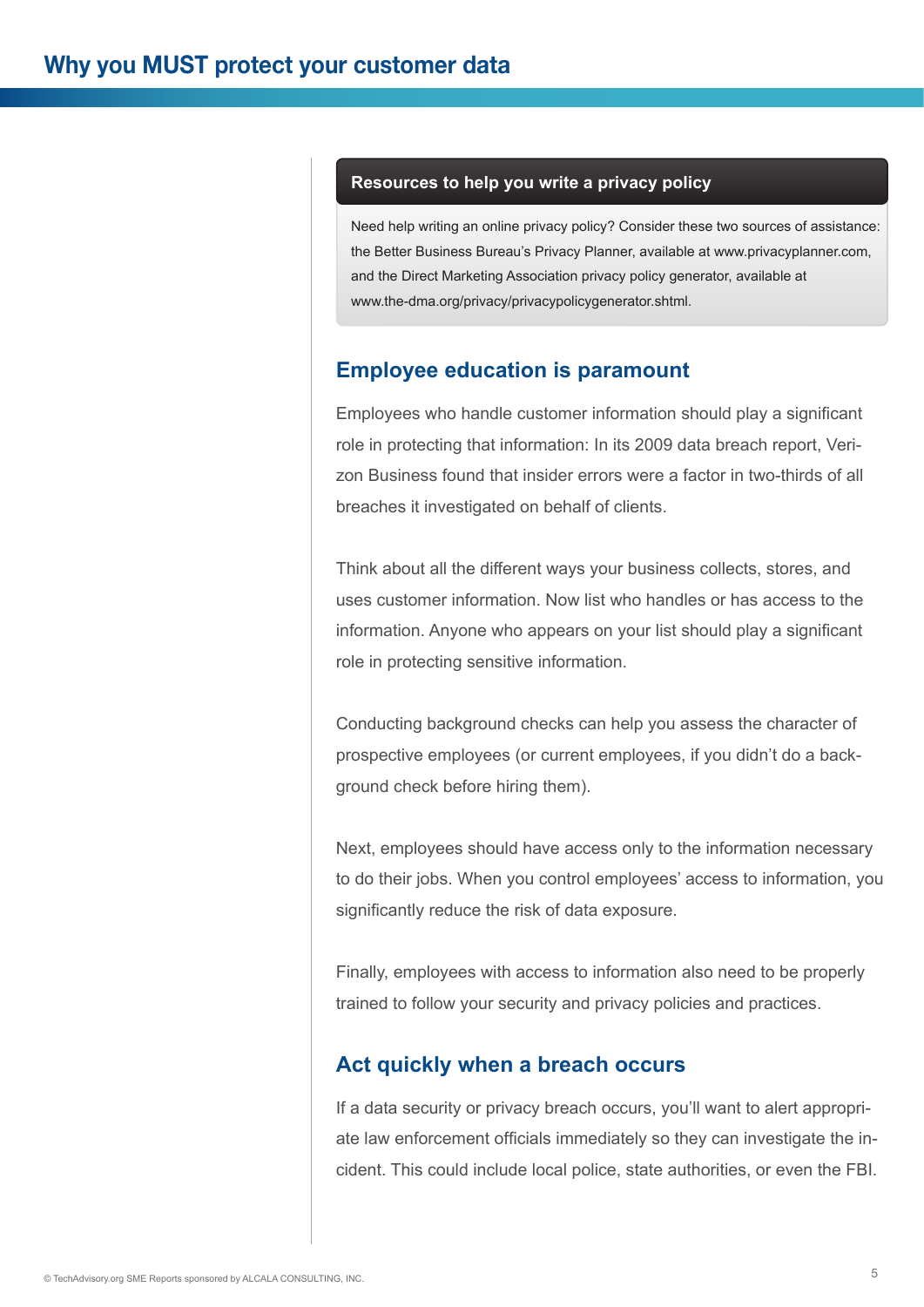# Why you MUST protect your customer data

### Resources to help you write a privacy policy

Need help writing an online privacy policy? Consider these two sources of assistance: the Better Business Bureau's Privacy Planner, available at www.privacyplanner.com, and the Direct Marketing Association privacy policy generator, available at www.the-dma.org/privacy/privacypolicygenerator.shtml.

## Employee education is paramount

Employees who handle customer information should play a significant role in protecting that information: In its 2009 data breach report, Verizon Business found that insider errors were a factor in two-thirds of all breaches it investigated on behalf of clients.

Think about all the different ways your business collects, stores, and uses customer information. Now list who handles or has access to the information. Anyone who appears on your list should play a significant role in protecting sensitive information.

Conducting background checks can help you assess the character of prospective employees (or current employees, if you didn't do a background check before hiring them).

Next, employees should have access only to the information necessary to do their jobs. When you control employees' access to information, you significantly reduce the risk of data exposure.

Finally, employees with access to information also need to be properly trained to follow your security and privacy policies and practices.

## Act quickly when a breach occurs

If a data security or privacy breach occurs, you'll want to alert appropriate law enforcement officials immediately so they can investigate the incident. This could include local police, state authorities, or even the FBI.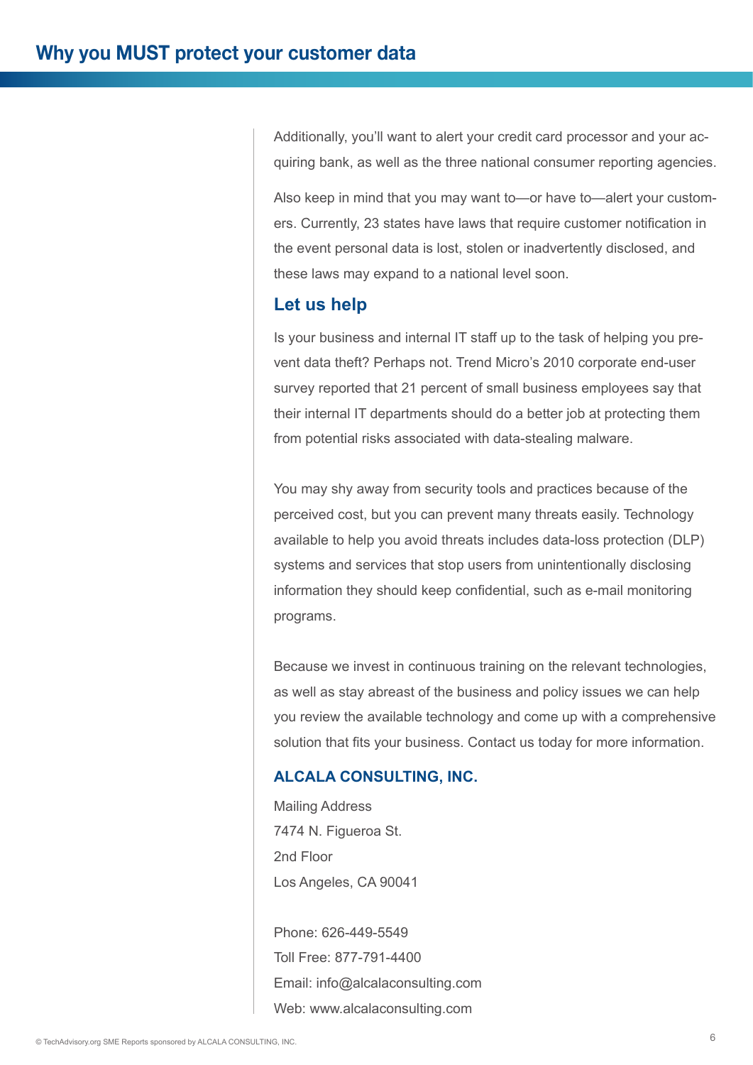Additionally, you'll want to alert your credit card processor and your acquiring bank, as well as the three national consumer reporting agencies.

Also keep in mind that you may want to—or have to—alert your customers. Currently, 23 states have laws that require customer notification in the event personal data is lost, stolen or inadvertently disclosed, and these laws may expand to a national level soon.

## Let us help

Is your business and internal IT staff up to the task of helping you prevent data theft? Perhaps not. Trend Micro's 2010 corporate end-user survey reported that 21 percent of small business employees say that their internal IT departments should do a better job at protecting them from potential risks associated with data-stealing malware.

You may shy away from security tools and practices because of the perceived cost, but you can prevent many threats easily. Technology available to help you avoid threats includes data-loss protection (DLP) systems and services that stop users from unintentionally disclosing information they should keep confidential, such as e-mail monitoring programs.

Because we invest in continuous training on the relevant technologies, as well as stay abreast of the business and policy issues we can help you review the available technology and come up with a comprehensive solution that fits your business. Contact us today for more information.

### ALCALA CONSULTING, INC.

Mailing Address
7474 N. Figueroa St.
2nd Floor
Los Angeles, CA 90041

Phone: 626-449-5549
Toll Free: 877-791-4400
Email: info@alcalaconsulting.com
Web: www.alcalaconsulting.com